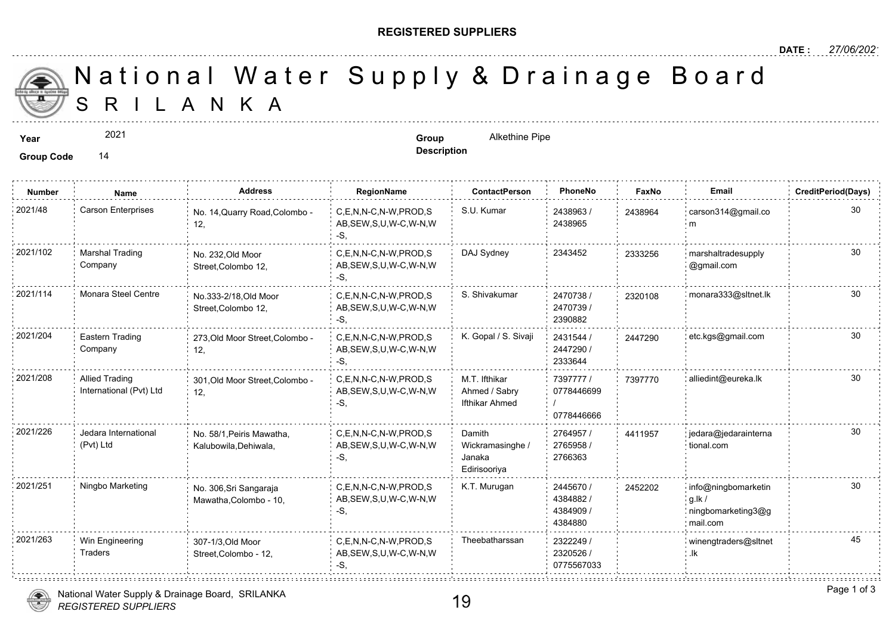**REGISTERED SUPPLIERS**

**DATE :** 27/06/2021

# National Water Supply & Drainage Board
## S R I L A N K A

**Year** 2021

**Group Code** 14

**Group Description** Alkethine Pipe

| Number | Name | Address | RegionName | ContactPerson | PhoneNo | FaxNo | Email | CreditPeriod(Days) |
|---|---|---|---|---|---|---|---|---|
| 2021/48 | Carson Enterprises | No. 14,Quarry Road,Colombo - 12, | C,E,N,N-C,N-W,PROD,SAB,SEW,S,U,W-C,W-N,W-S, | S.U. Kumar | 2438963 / 2438965 | 2438964 | carson314@gmail.com | 30 |
| 2021/102 | Marshal Trading Company | No. 232,Old Moor Street,Colombo 12, | C,E,N,N-C,N-W,PROD,SAB,SEW,S,U,W-C,W-N,W-S, | DAJ Sydney | 2343452 | 2333256 | marshaltradesupply@gmail.com | 30 |
| 2021/114 | Monara Steel Centre | No.333-2/18,Old Moor Street,Colombo 12, | C,E,N,N-C,N-W,PROD,SAB,SEW,S,U,W-C,W-N,W-S, | S. Shivakumar | 2470738 / 2470739 / 2390882 | 2320108 | monara333@sltnet.lk | 30 |
| 2021/204 | Eastern Trading Company | 273,Old Moor Street,Colombo - 12, | C,E,N,N-C,N-W,PROD,SAB,SEW,S,U,W-C,W-N,W-S, | K. Gopal / S. Sivaji | 2431544 / 2447290 / 2333644 | 2447290 | etc.kgs@gmail.com | 30 |
| 2021/208 | Allied Trading International (Pvt) Ltd | 301,Old Moor Street,Colombo - 12, | C,E,N,N-C,N-W,PROD,SAB,SEW,S,U,W-C,W-N,W-S, | M.T. Ifthikar Ahmed / Sabry Ifthikar Ahmed | 7397777 / 0778446699 / 0778446666 | 7397770 | alliedint@eureka.lk | 30 |
| 2021/226 | Jedara International (Pvt) Ltd | No. 58/1,Peiris Mawatha, Kalubowila,Dehiwala, | C,E,N,N-C,N-W,PROD,SAB,SEW,S,U,W-C,W-N,W-S, | Damith Wickramasinghe / Janaka Edirisooriya | 2764957 / 2765958 / 2766363 | 4411957 | jedara@jedarainternational.com | 30 |
| 2021/251 | Ningbo Marketing | No. 306,Sri Sangaraja Mawatha,Colombo - 10, | C,E,N,N-C,N-W,PROD,SAB,SEW,S,U,W-C,W-N,W-S, | K.T. Murugan | 2445670 / 4384882 / 4384909 / 4384880 | 2452202 | info@ningbomarketing.lk / ningbomarketing3@gmail.com | 30 |
| 2021/263 | Win Engineering Traders | 307-1/3,Old Moor Street,Colombo - 12, | C,E,N,N-C,N-W,PROD,SAB,SEW,S,U,W-C,W-N,W-S, | Theebatharssan | 2322249 / 2320526 / 0775567033 | | winengtraders@sltnet.lk | 45 |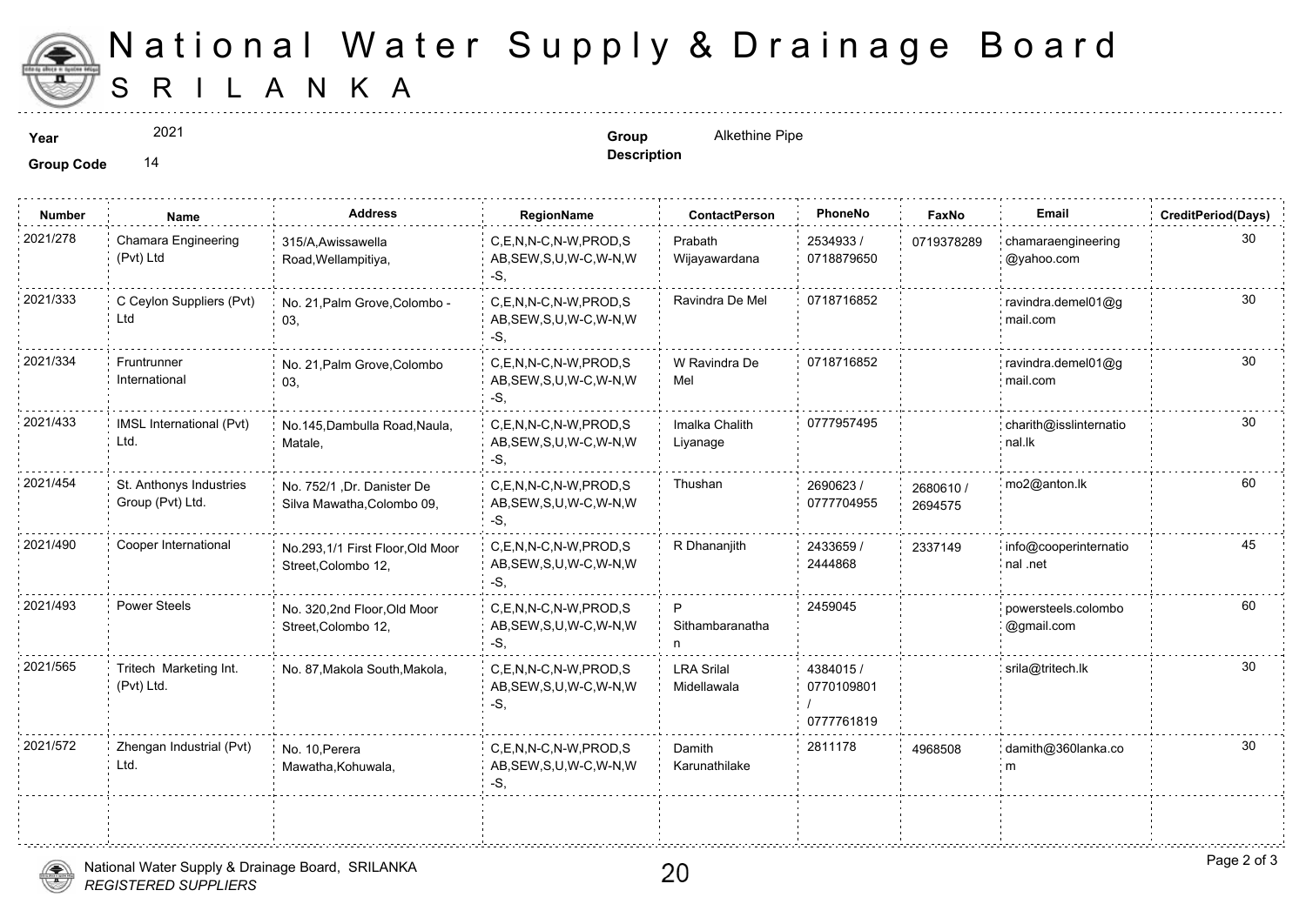# National Water Supply & Drainage Board
## SRILANKA

**Year** 2021

**Group Code** 14

**Group Description** Alkethine Pipe

| Number | Name | Address | RegionName | ContactPerson | PhoneNo | FaxNo | Email | CreditPeriod(Days) |
|---|---|---|---|---|---|---|---|---|
| 2021/278 | Chamara Engineering (Pvt) Ltd | 315/A,Awissawella Road,Wellampitiya, | C,E,N,N-C,N-W,PROD,SAB,SEW,S,U,W-C,W-N,W-S, | Prabath Wijayawardana | 2534933 / 0718879650 | 0719378289 | chamaraengineering@yahoo.com | 30 |
| 2021/333 | C Ceylon Suppliers (Pvt) Ltd | No. 21,Palm Grove,Colombo - 03, | C,E,N,N-C,N-W,PROD,SAB,SEW,S,U,W-C,W-N,W-S, | Ravindra De Mel | 0718716852 | | ravindra.demel01@gmail.com | 30 |
| 2021/334 | Fruntrunner International | No. 21,Palm Grove,Colombo 03, | C,E,N,N-C,N-W,PROD,SAB,SEW,S,U,W-C,W-N,W-S, | W Ravindra De Mel | 0718716852 | | ravindra.demel01@gmail.com | 30 |
| 2021/433 | IMSL International (Pvt) Ltd. | No.145,Dambulla Road,Naula, Matale, | C,E,N,N-C,N-W,PROD,SAB,SEW,S,U,W-C,W-N,W-S, | Imalka Chalith Liyanage | 0777957495 | | charith@isslinternational.lk | 30 |
| 2021/454 | St. Anthonys Industries Group (Pvt) Ltd. | No. 752/1 ,Dr. Danister De Silva Mawatha,Colombo 09, | C,E,N,N-C,N-W,PROD,SAB,SEW,S,U,W-C,W-N,W-S, | Thushan | 2690623 / 0777704955 | 2680610 / 2694575 | mo2@anton.lk | 60 |
| 2021/490 | Cooper International | No.293,1/1 First Floor,Old Moor Street,Colombo 12, | C,E,N,N-C,N-W,PROD,SAB,SEW,S,U,W-C,W-N,W-S, | R Dhananjith | 2433659 / 2444868 | 2337149 | info@cooperinternational .net | 45 |
| 2021/493 | Power Steels | No. 320,2nd Floor,Old Moor Street,Colombo 12, | C,E,N,N-C,N-W,PROD,SAB,SEW,S,U,W-C,W-N,W-S, | P Sithambaranathan | 2459045 | | powersteels.colombo@gmail.com | 60 |
| 2021/565 | Tritech Marketing Int. (Pvt) Ltd. | No. 87,Makola South,Makola, | C,E,N,N-C,N-W,PROD,SAB,SEW,S,U,W-C,W-N,W-S, | LRA Srilal Midellawala | 4384015 / 0770109801 / 0777761819 | | srila@tritech.lk | 30 |
| 2021/572 | Zhengan Industrial (Pvt) Ltd. | No. 10,Perera Mawatha,Kohuwala, | C,E,N,N-C,N-W,PROD,SAB,SEW,S,U,W-C,W-N,W-S, | Damith Karunathilake | 2811178 | 4968508 | damith@360lanka.com | 30 |

National Water Supply & Drainage Board, SRILANKA
*REGISTERED SUPPLIERS*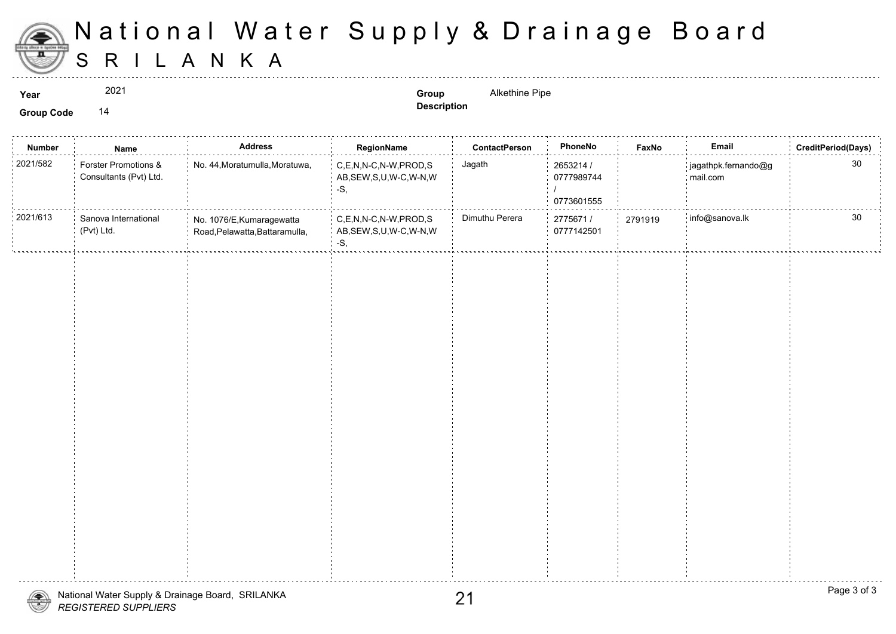# National Water Supply & Drainage Board
## SRILANKA

**Year** 2021

**Group Code** 14

**Group Description** Alkethine Pipe

| Number | Name | Address | RegionName | ContactPerson | PhoneNo | FaxNo | Email | CreditPeriod(Days) |
|---|---|---|---|---|---|---|---|---|
| 2021/582 | Forster Promotions & Consultants (Pvt) Ltd. | No. 44,Moratumulla,Moratuwa, | C,E,N,N-C,N-W,PROD,SAB,SEW,S,U,W-C,W-N,W-S, | Jagath | 2653214 / 0777989744 / 0773601555 | | jagathpk.fernando@gmail.com | 30 |
| 2021/613 | Sanova International (Pvt) Ltd. | No. 1076/E,Kumaragewatta Road,Pelawatta,Battaramulla, | C,E,N,N-C,N-W,PROD,SAB,SEW,S,U,W-C,W-N,W-S, | Dimuthu Perera | 2775671 / 0777142501 | 2791919 | info@sanova.lk | 30 |

National Water Supply & Drainage Board, SRILANKA
*REGISTERED SUPPLIERS*